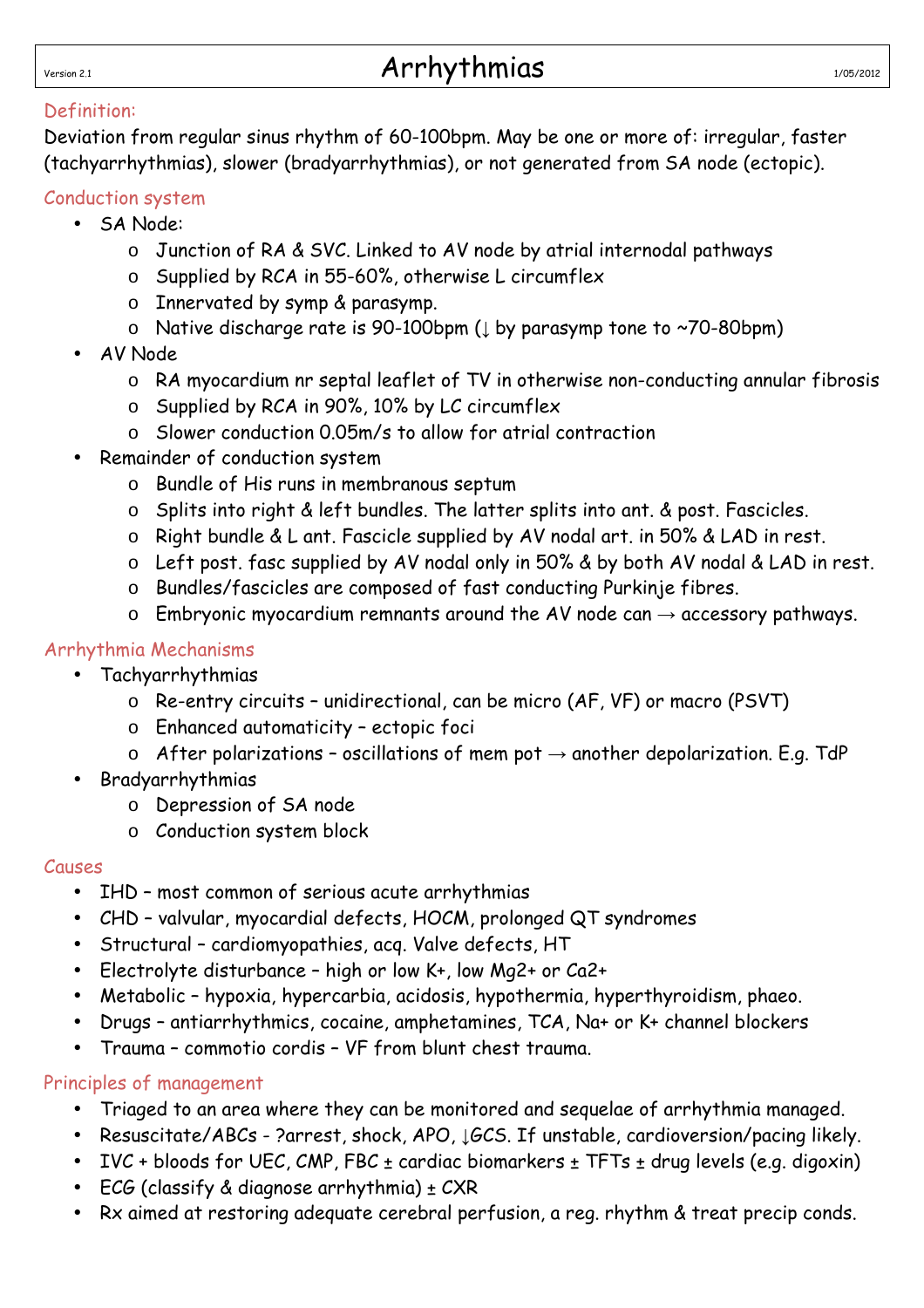# Arrhythmias

## Definition:

Deviation from regular sinus rhythm of 60-100bpm. May be one or more of: irregular, faster (tachyarrhythmias), slower (bradyarrhythmias), or not generated from SA node (ectopic).

## Conduction system

- SA Node:
  - Junction of RA & SVC. Linked to AV node by atrial internodal pathways
  - Supplied by RCA in 55-60%, otherwise L circumflex
  - Innervated by symp & parasymp.
  - Native discharge rate is 90-100bpm (↓ by parasymp tone to ~70-80bpm)
- AV Node
  - RA myocardium nr septal leaflet of TV in otherwise non-conducting annular fibrosis
  - Supplied by RCA in 90%, 10% by LC circumflex
  - Slower conduction 0.05m/s to allow for atrial contraction
- Remainder of conduction system
  - Bundle of His runs in membranous septum
  - Splits into right & left bundles. The latter splits into ant. & post. Fascicles.
  - Right bundle & L ant. Fascicle supplied by AV nodal art. in 50% & LAD in rest.
  - Left post. fasc supplied by AV nodal only in 50% & by both AV nodal & LAD in rest.
  - Bundles/fascicles are composed of fast conducting Purkinje fibres.
  - Embryonic myocardium remnants around the AV node can → accessory pathways.

## Arrhythmia Mechanisms

- Tachyarrhythmias
  - Re-entry circuits – unidirectional, can be micro (AF, VF) or macro (PSVT)
  - Enhanced automaticity – ectopic foci
  - After polarizations – oscillations of mem pot → another depolarization. E.g. TdP
- Bradyarrhythmias
  - Depression of SA node
  - Conduction system block

## Causes

- IHD – most common of serious acute arrhythmias
- CHD – valvular, myocardial defects, HOCM, prolonged QT syndromes
- Structural – cardiomyopathies, acq. Valve defects, HT
- Electrolyte disturbance – high or low K+, low Mg2+ or Ca2+
- Metabolic – hypoxia, hypercarbia, acidosis, hypothermia, hyperthyroidism, phaeo.
- Drugs – antiarrhythmics, cocaine, amphetamines, TCA, Na+ or K+ channel blockers
- Trauma – commotio cordis – VF from blunt chest trauma.

## Principles of management

- Triaged to an area where they can be monitored and sequelae of arrhythmia managed.
- Resuscitate/ABCs - ?arrest, shock, APO, ↓GCS. If unstable, cardioversion/pacing likely.
- IVC + bloods for UEC, CMP, FBC ± cardiac biomarkers ± TFTs ± drug levels (e.g. digoxin)
- ECG (classify & diagnose arrhythmia) ± CXR
- Rx aimed at restoring adequate cerebral perfusion, a reg. rhythm & treat precip conds.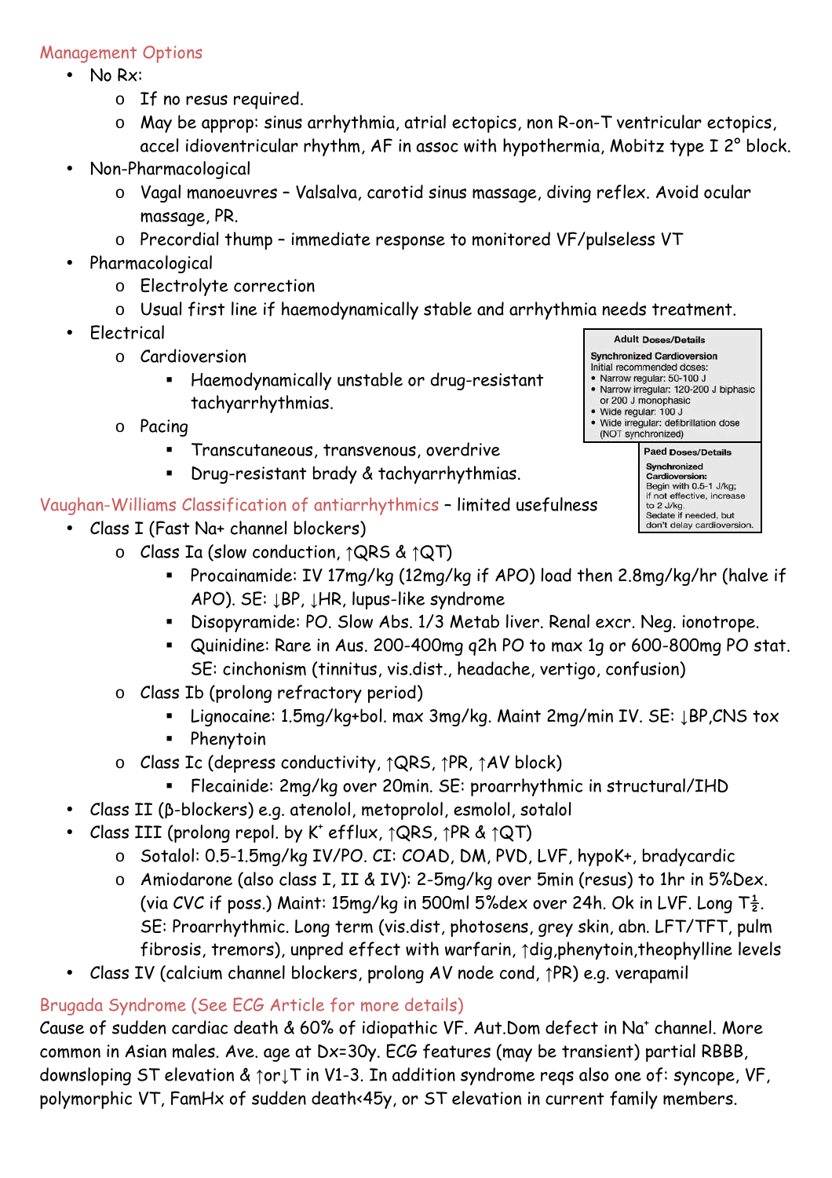## Management Options

- No Rx:
  - If no resus required.
  - May be approp: sinus arrhythmia, atrial ectopics, non R-on-T ventricular ectopics, accel idioventricular rhythm, AF in assoc with hypothermia, Mobitz type I 2° block.
- Non-Pharmacological
  - Vagal manoeuvres – Valsalva, carotid sinus massage, diving reflex. Avoid ocular massage, PR.
  - Precordial thump – immediate response to monitored VF/pulseless VT
- Pharmacological
  - Electrolyte correction
  - Usual first line if haemodynamically stable and arrhythmia needs treatment.
- Electrical
  - Cardioversion
    - Haemodynamically unstable or drug-resistant tachyarrhythmias.
  - Pacing
    - Transcutaneous, transvenous, overdrive
    - Drug-resistant brady & tachyarrhythmias.

| Adult Doses/Details |
| --- |
| **Synchronized Cardioversion**<br>Initial recommended doses:<br>• Narrow regular: 50-100 J<br>• Narrow irregular: 120-200 J biphasic or 200 J monophasic<br>• Wide regular: 100 J<br>• Wide irregular: defibrillation dose (NOT synchronized) |

| Paed Doses/Details |
| --- |
| **Synchronized Cardioversion:**<br>Begin with 0.5-1 J/kg; if not effective, increase to 2 J/kg.<br>Sedate if needed, but don't delay cardioversion. |

## Vaughan-Williams Classification of antiarrhythmics – limited usefulness

- Class I (Fast Na+ channel blockers)
  - Class Ia (slow conduction, ↑QRS & ↑QT)
    - Procainamide: IV 17mg/kg (12mg/kg if APO) load then 2.8mg/kg/hr (halve if APO). SE: ↓BP, ↓HR, lupus-like syndrome
    - Disopyramide: PO. Slow Abs. 1/3 Metab liver. Renal excr. Neg. ionotrope.
    - Quinidine: Rare in Aus. 200-400mg q2h PO to max 1g or 600-800mg PO stat. SE: cinchonism (tinnitus, vis.dist., headache, vertigo, confusion)
  - Class Ib (prolong refractory period)
    - Lignocaine: 1.5mg/kg+bol. max 3mg/kg. Maint 2mg/min IV. SE: ↓BP,CNS tox
    - Phenytoin
  - Class Ic (depress conductivity, ↑QRS, ↑PR, ↑AV block)
    - Flecainide: 2mg/kg over 20min. SE: proarrhythmic in structural/IHD
- Class II (β-blockers) e.g. atenolol, metoprolol, esmolol, sotalol
- Class III (prolong repol. by $K^+$ efflux, ↑QRS, ↑PR & ↑QT)
  - Sotalol: 0.5-1.5mg/kg IV/PO. CI: COAD, DM, PVD, LVF, hypoK+, bradycardic
  - Amiodarone (also class I, II & IV): 2-5mg/kg over 5min (resus) to 1hr in 5%Dex. (via CVC if poss.) Maint: 15mg/kg in 500ml 5%dex over 24h. Ok in LVF. Long $T_{\frac{1}{2}}$. SE: Proarrhythmic. Long term (vis.dist, photosens, grey skin, abn. LFT/TFT, pulm fibrosis, tremors), unpred effect with warfarin, ↑dig,phenytoin,theophylline levels
- Class IV (calcium channel blockers, prolong AV node cond, ↑PR) e.g. verapamil

## Brugada Syndrome (See ECG Article for more details)

Cause of sudden cardiac death & 60% of idiopathic VF. Aut.Dom defect in $Na^+$ channel. More common in Asian males. Ave. age at Dx=30y. ECG features (may be transient) partial RBBB, downsloping ST elevation & ↑or↓T in V1-3. In addition syndrome reqs also one of: syncope, VF, polymorphic VT, FamHx of sudden death<45y, or ST elevation in current family members.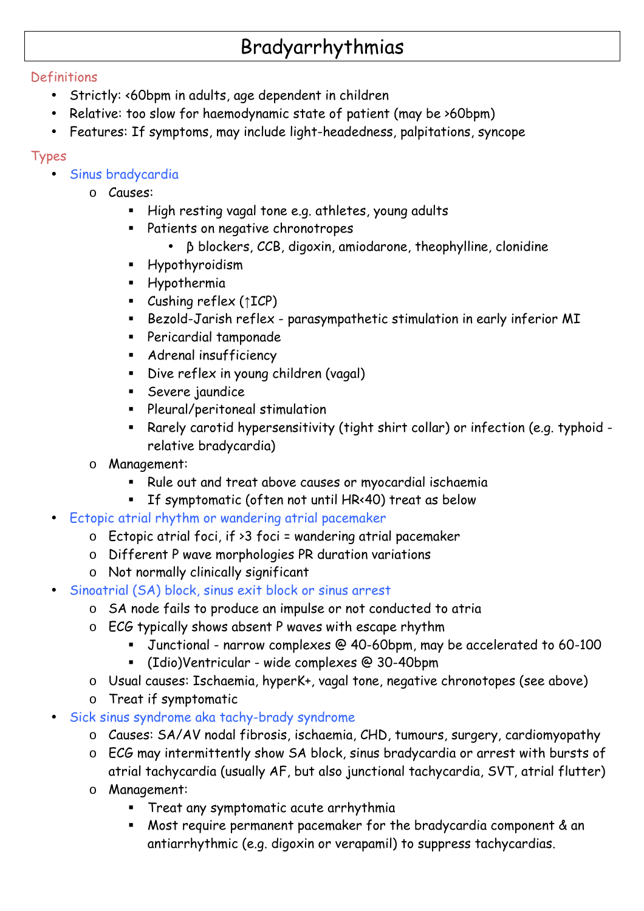# Bradyarrhythmias

## Definitions

- Strictly: <60bpm in adults, age dependent in children
- Relative: too slow for haemodynamic state of patient (may be >60bpm)
- Features: If symptoms, may include light-headedness, palpitations, syncope

## Types

- ### Sinus bradycardia
  - Causes:
    - High resting vagal tone e.g. athletes, young adults
    - Patients on negative chronotropes
      - β blockers, CCB, digoxin, amiodarone, theophylline, clonidine
    - Hypothyroidism
    - Hypothermia
    - Cushing reflex (↑ICP)
    - Bezold-Jarish reflex - parasympathetic stimulation in early inferior MI
    - Pericardial tamponade
    - Adrenal insufficiency
    - Dive reflex in young children (vagal)
    - Severe jaundice
    - Pleural/peritoneal stimulation
    - Rarely carotid hypersensitivity (tight shirt collar) or infection (e.g. typhoid - relative bradycardia)
  - Management:
    - Rule out and treat above causes or myocardial ischaemia
    - If symptomatic (often not until HR<40) treat as below
- ### Ectopic atrial rhythm or wandering atrial pacemaker
  - Ectopic atrial foci, if >3 foci = wandering atrial pacemaker
  - Different P wave morphologies PR duration variations
  - Not normally clinically significant
- ### Sinoatrial (SA) block, sinus exit block or sinus arrest
  - SA node fails to produce an impulse or not conducted to atria
  - ECG typically shows absent P waves with escape rhythm
    - Junctional - narrow complexes @ 40-60bpm, may be accelerated to 60-100
    - (Idio)Ventricular - wide complexes @ 30-40bpm
  - Usual causes: Ischaemia, hyperK+, vagal tone, negative chronotopes (see above)
  - Treat if symptomatic
- ### Sick sinus syndrome aka tachy-brady syndrome
  - Causes: SA/AV nodal fibrosis, ischaemia, CHD, tumours, surgery, cardiomyopathy
  - ECG may intermittently show SA block, sinus bradycardia or arrest with bursts of atrial tachycardia (usually AF, but also junctional tachycardia, SVT, atrial flutter)
  - Management:
    - Treat any symptomatic acute arrhythmia
    - Most require permanent pacemaker for the bradycardia component & an antiarrhythmic (e.g. digoxin or verapamil) to suppress tachycardias.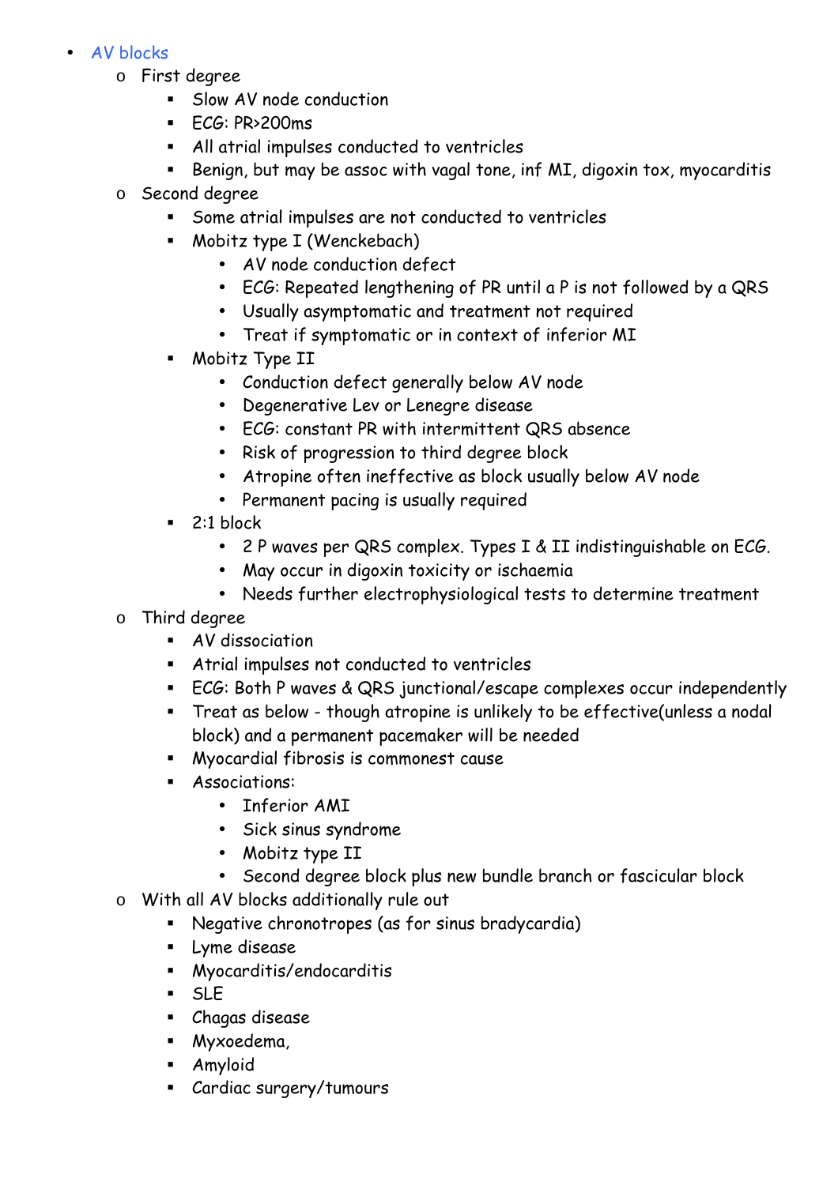- AV blocks
  - First degree
    - Slow AV node conduction
    - ECG: PR>200ms
    - All atrial impulses conducted to ventricles
    - Benign, but may be assoc with vagal tone, inf MI, digoxin tox, myocarditis
  - Second degree
    - Some atrial impulses are not conducted to ventricles
    - Mobitz type I (Wenckebach)
      - AV node conduction defect
      - ECG: Repeated lengthening of PR until a P is not followed by a QRS
      - Usually asymptomatic and treatment not required
      - Treat if symptomatic or in context of inferior MI
    - Mobitz Type II
      - Conduction defect generally below AV node
      - Degenerative Lev or Lenegre disease
      - ECG: constant PR with intermittent QRS absence
      - Risk of progression to third degree block
      - Atropine often ineffective as block usually below AV node
      - Permanent pacing is usually required
    - 2:1 block
      - 2 P waves per QRS complex. Types I & II indistinguishable on ECG.
      - May occur in digoxin toxicity or ischaemia
      - Needs further electrophysiological tests to determine treatment
  - Third degree
    - AV dissociation
    - Atrial impulses not conducted to ventricles
    - ECG: Both P waves & QRS junctional/escape complexes occur independently
    - Treat as below - though atropine is unlikely to be effective(unless a nodal block) and a permanent pacemaker will be needed
    - Myocardial fibrosis is commonest cause
    - Associations:
      - Inferior AMI
      - Sick sinus syndrome
      - Mobitz type II
      - Second degree block plus new bundle branch or fascicular block
  - With all AV blocks additionally rule out
    - Negative chronotropes (as for sinus bradycardia)
    - Lyme disease
    - Myocarditis/endocarditis
    - SLE
    - Chagas disease
    - Myxoedema,
    - Amyloid
    - Cardiac surgery/tumours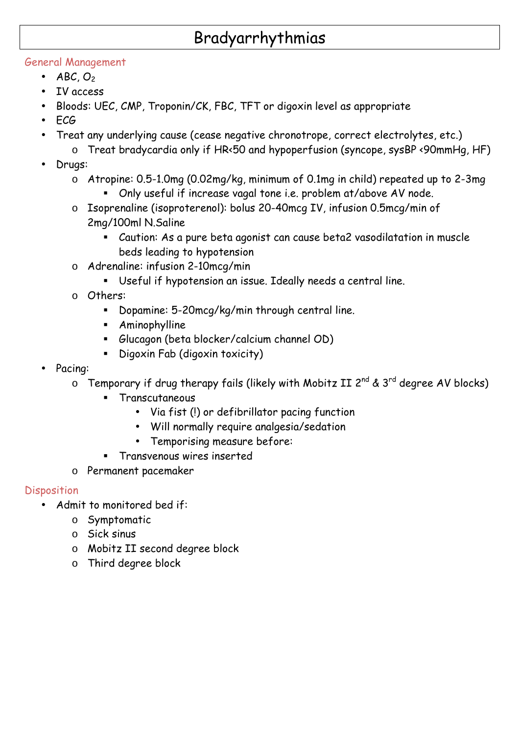# Bradyarrhythmias

## General Management

- ABC, $O_2$
- IV access
- Bloods: UEC, CMP, Troponin/CK, FBC, TFT or digoxin level as appropriate
- ECG
- Treat any underlying cause (cease negative chronotrope, correct electrolytes, etc.)
    - Treat bradycardia only if HR<50 and hypoperfusion (syncope, sysBP <90mmHg, HF)
- Drugs:
    - Atropine: 0.5-1.0mg (0.02mg/kg, minimum of 0.1mg in child) repeated up to 2-3mg
        - Only useful if increase vagal tone i.e. problem at/above AV node.
    - Isoprenaline (isoproterenol): bolus 20-40mcg IV, infusion 0.5mcg/min of 2mg/100ml N.Saline
        - Caution: As a pure beta agonist can cause beta2 vasodilatation in muscle beds leading to hypotension
    - Adrenaline: infusion 2-10mcg/min
        - Useful if hypotension an issue. Ideally needs a central line.
    - Others:
        - Dopamine: 5-20mcg/kg/min through central line.
        - Aminophylline
        - Glucagon (beta blocker/calcium channel OD)
        - Digoxin Fab (digoxin toxicity)
- Pacing:
    - Temporary if drug therapy fails (likely with Mobitz II 2nd & 3rd degree AV blocks)
        - Transcutaneous
            - Via fist (!) or defibrillator pacing function
            - Will normally require analgesia/sedation
            - Temporising measure before:
        - Transvenous wires inserted
    - Permanent pacemaker

## Disposition

- Admit to monitored bed if:
    - Symptomatic
    - Sick sinus
    - Mobitz II second degree block
    - Third degree block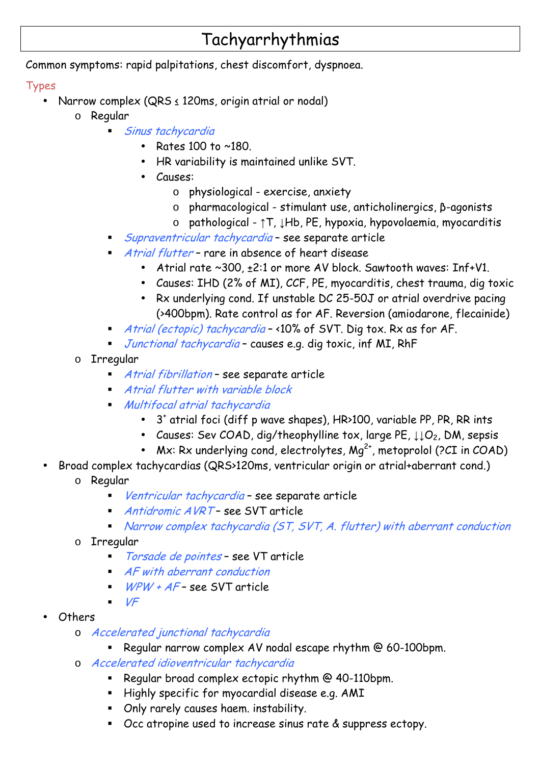# Tachyarrhythmias

Common symptoms: rapid palpitations, chest discomfort, dyspnoea.

## Types

- Narrow complex (QRS ≤ 120ms, origin atrial or nodal)
  - Regular
    - *Sinus tachycardia*
      - Rates 100 to ~180.
      - HR variability is maintained unlike SVT.
      - Causes:
        - physiological - exercise, anxiety
        - pharmacological - stimulant use, anticholinergics, β-agonists
        - pathological - ↑T, ↓Hb, PE, hypoxia, hypovolaemia, myocarditis
    - *Supraventricular tachycardia* – see separate article
    - *Atrial flutter* – rare in absence of heart disease
      - Atrial rate ~300, ±2:1 or more AV block. Sawtooth waves: Inf+V1.
      - Causes: IHD (2% of MI), CCF, PE, myocarditis, chest trauma, dig toxic
      - Rx underlying cond. If unstable DC 25-50J or atrial overdrive pacing (>400bpm). Rate control as for AF. Reversion (amiodarone, flecainide)
    - *Atrial (ectopic) tachycardia* – <10% of SVT. Dig tox. Rx as for AF.
    - *Junctional tachycardia* – causes e.g. dig toxic, inf MI, RhF
  - Irregular
    - *Atrial fibrillation* – see separate article
    - *Atrial flutter with variable block*
    - *Multifocal atrial tachycardia*
      - $3^{+}$ atrial foci (diff p wave shapes), HR>100, variable PP, PR, RR ints
      - Causes: Sev COAD, dig/theophylline tox, large PE, ↓↓$O_2$, DM, sepsis
      - Mx: Rx underlying cond, electrolytes, $Mg^{2+}$, metoprolol (?CI in COAD)
- Broad complex tachycardias (QRS>120ms, ventricular origin or atrial+aberrant cond.)
  - Regular
    - *Ventricular tachycardia* – see separate article
    - *Antidromic AVRT* – see SVT article
    - *Narrow complex tachycardia (ST, SVT, A. flutter) with aberrant conduction*
  - Irregular
    - *Torsade de pointes* – see VT article
    - *AF with aberrant conduction*
    - *WPW + AF* – see SVT article
    - *VF*
- Others
  - *Accelerated junctional tachycardia*
    - Regular narrow complex AV nodal escape rhythm @ 60-100bpm.
  - *Accelerated idioventricular tachycardia*
    - Regular broad complex ectopic rhythm @ 40-110bpm.
    - Highly specific for myocardial disease e.g. AMI
    - Only rarely causes haem. instability.
    - Occ atropine used to increase sinus rate & suppress ectopy.